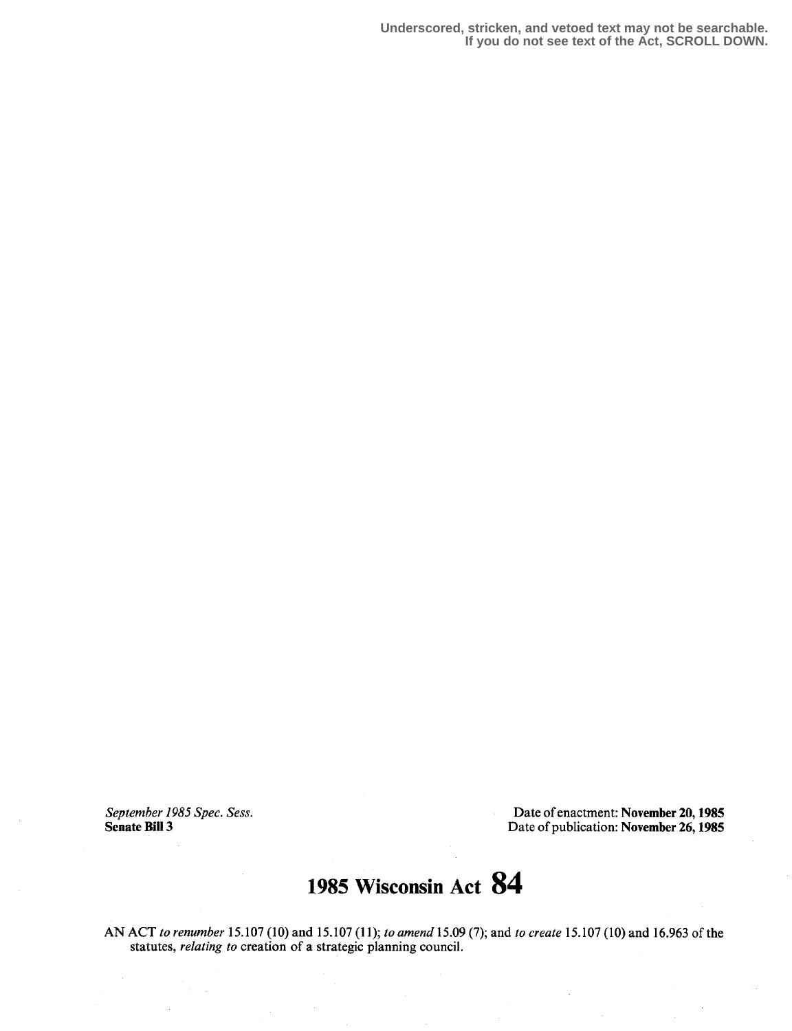Underscored, stricken, and vetoed text may not be searchable.
If you do not see text of the Act, SCROLL DOWN.

*September 1985 Spec. Sess.*
**Senate Bill 3**

Date of enactment: **November 20, 1985**
Date of publication: **November 26, 1985**

# 1985 Wisconsin Act 84

AN ACT *to renumber* 15.107 (10) and 15.107 (11); *to amend* 15.09 (7); and *to create* 15.107 (10) and 16.963 of the statutes, *relating to* creation of a strategic planning council.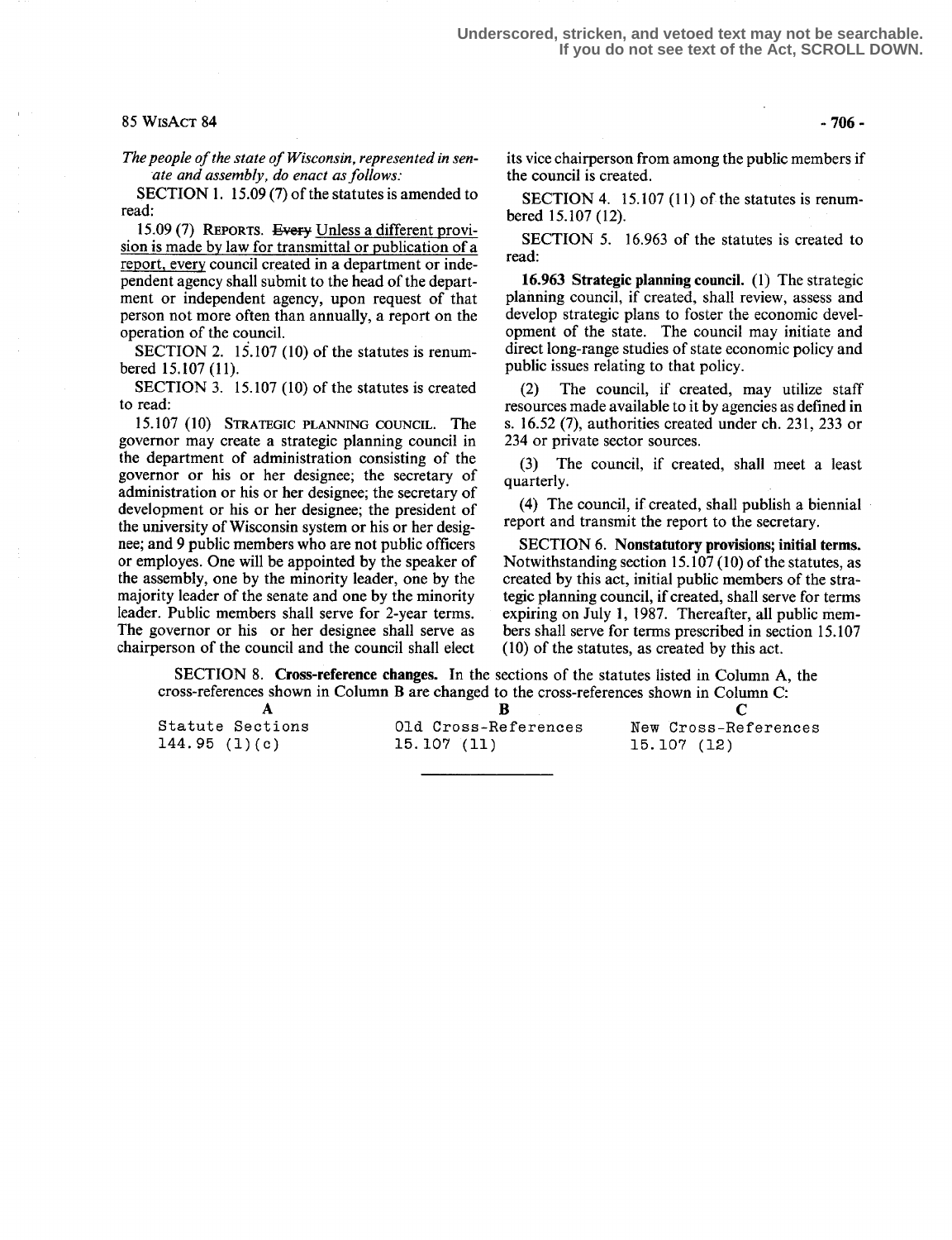Underscored, stricken, and vetoed text may not be searchable.
If you do not see text of the Act, SCROLL DOWN.

*The people of the state of Wisconsin, represented in senate and assembly, do enact as follows:*

SECTION 1. 15.09 (7) of the statutes is amended to read:

15.09 (7) REPORTS. ~~Every~~ Unless a different provision is made by law for transmittal or publication of a report, every council created in a department or independent agency shall submit to the head of the department or independent agency, upon request of that person not more often than annually, a report on the operation of the council.

SECTION 2. 15.107 (10) of the statutes is renumbered 15.107 (11).

SECTION 3. 15.107 (10) of the statutes is created to read:

15.107 (10) STRATEGIC PLANNING COUNCIL. The governor may create a strategic planning council in the department of administration consisting of the governor or his or her designee; the secretary of administration or his or her designee; the secretary of development or his or her designee; the president of the university of Wisconsin system or his or her designee; and 9 public members who are not public officers or employes. One will be appointed by the speaker of the assembly, one by the minority leader, one by the majority leader of the senate and one by the minority leader. Public members shall serve for 2-year terms. The governor or his or her designee shall serve as chairperson of the council and the council shall elect its vice chairperson from among the public members if the council is created.

SECTION 4. 15.107 (11) of the statutes is renumbered 15.107 (12).

SECTION 5. 16.963 of the statutes is created to read:

**16.963 Strategic planning council.** (1) The strategic planning council, if created, shall review, assess and develop strategic plans to foster the economic development of the state. The council may initiate and direct long-range studies of state economic policy and public issues relating to that policy.

(2) The council, if created, may utilize staff resources made available to it by agencies as defined in s. 16.52 (7), authorities created under ch. 231, 233 or 234 or private sector sources.

(3) The council, if created, shall meet a least quarterly.

(4) The council, if created, shall publish a biennial report and transmit the report to the secretary.

SECTION 6. **Nonstatutory provisions; initial terms.** Notwithstanding section 15.107 (10) of the statutes, as created by this act, initial public members of the strategic planning council, if created, shall serve for terms expiring on July 1, 1987. Thereafter, all public members shall serve for terms prescribed in section 15.107 (10) of the statutes, as created by this act.

SECTION 8. **Cross-reference changes.** In the sections of the statutes listed in Column A, the cross-references shown in Column B are changed to the cross-references shown in Column C:

| A | B | C |
|---|---|---|
| Statute Sections | Old Cross-References | New Cross-References |
| 144.95 (1)(c) | 15.107 (11) | 15.107 (12) |